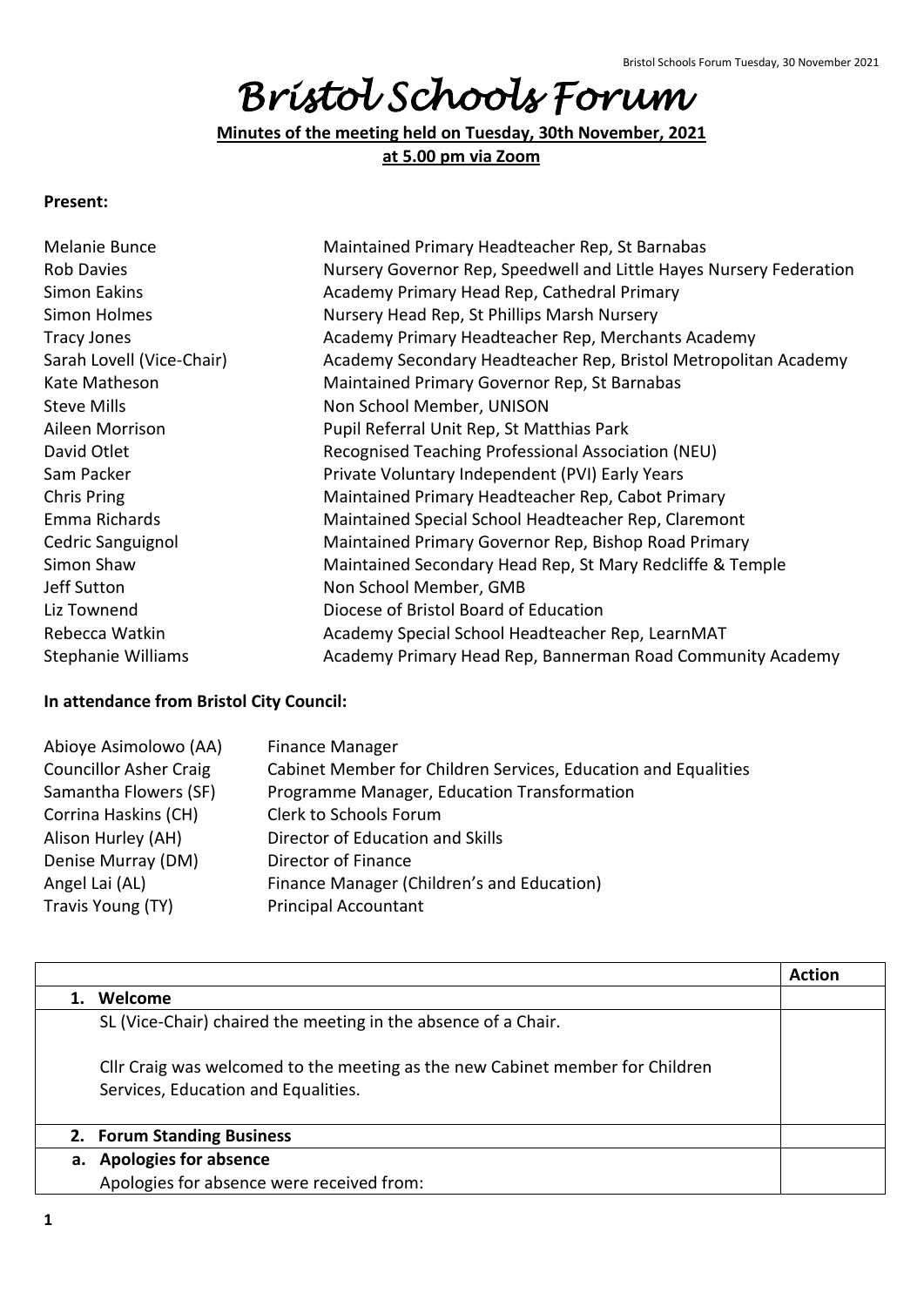# Bristol Schools Forum

**Minutes of the meeting held on Tuesday, 30th November, 2021**
**at 5.00 pm via Zoom**

**Present:**

| | |
|---|---|
| Melanie Bunce | Maintained Primary Headteacher Rep, St Barnabas |
| Rob Davies | Nursery Governor Rep, Speedwell and Little Hayes Nursery Federation |
| Simon Eakins | Academy Primary Head Rep, Cathedral Primary |
| Simon Holmes | Nursery Head Rep, St Phillips Marsh Nursery |
| Tracy Jones | Academy Primary Headteacher Rep, Merchants Academy |
| Sarah Lovell (Vice-Chair) | Academy Secondary Headteacher Rep, Bristol Metropolitan Academy |
| Kate Matheson | Maintained Primary Governor Rep, St Barnabas |
| Steve Mills | Non School Member, UNISON |
| Aileen Morrison | Pupil Referral Unit Rep, St Matthias Park |
| David Otlet | Recognised Teaching Professional Association (NEU) |
| Sam Packer | Private Voluntary Independent (PVI) Early Years |
| Chris Pring | Maintained Primary Headteacher Rep, Cabot Primary |
| Emma Richards | Maintained Special School Headteacher Rep, Claremont |
| Cedric Sanguignol | Maintained Primary Governor Rep, Bishop Road Primary |
| Simon Shaw | Maintained Secondary Head Rep, St Mary Redcliffe & Temple |
| Jeff Sutton | Non School Member, GMB |
| Liz Townend | Diocese of Bristol Board of Education |
| Rebecca Watkin | Academy Special School Headteacher Rep, LearnMAT |
| Stephanie Williams | Academy Primary Head Rep, Bannerman Road Community Academy |

**In attendance from Bristol City Council:**

| | |
|---|---|
| Abioye Asimolowo (AA) | Finance Manager |
| Councillor Asher Craig | Cabinet Member for Children Services, Education and Equalities |
| Samantha Flowers (SF) | Programme Manager, Education Transformation |
| Corrina Haskins (CH) | Clerk to Schools Forum |
| Alison Hurley (AH) | Director of Education and Skills |
| Denise Murray (DM) | Director of Finance |
| Angel Lai (AL) | Finance Manager (Children's and Education) |
| Travis Young (TY) | Principal Accountant |

| | Action |
|---|---|
| **1. Welcome** | |
| SL (Vice-Chair) chaired the meeting in the absence of a Chair.<br><br>Cllr Craig was welcomed to the meeting as the new Cabinet member for Children Services, Education and Equalities. | |
| **2. Forum Standing Business** | |
| **a. Apologies for absence** | |
| Apologies for absence were received from: | |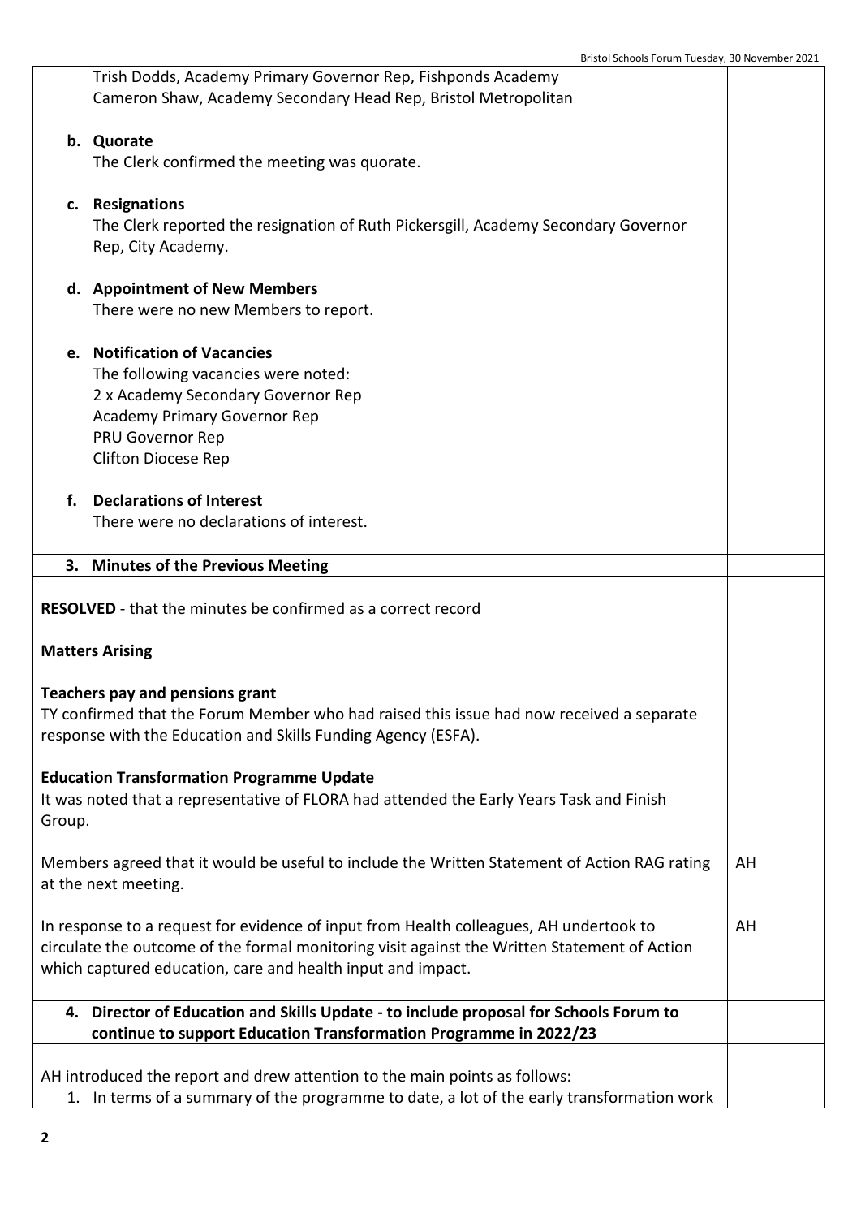Trish Dodds, Academy Primary Governor Rep, Fishponds Academy
Cameron Shaw, Academy Secondary Head Rep, Bristol Metropolitan

**b. Quorate**
The Clerk confirmed the meeting was quorate.

**c. Resignations**
The Clerk reported the resignation of Ruth Pickersgill, Academy Secondary Governor Rep, City Academy.

**d. Appointment of New Members**
There were no new Members to report.

**e. Notification of Vacancies**
The following vacancies were noted:
2 x Academy Secondary Governor Rep
Academy Primary Governor Rep
PRU Governor Rep
Clifton Diocese Rep

**f. Declarations of Interest**
There were no declarations of interest.

## 3. Minutes of the Previous Meeting

**RESOLVED** - that the minutes be confirmed as a correct record

**Matters Arising**

**Teachers pay and pensions grant**
TY confirmed that the Forum Member who had raised this issue had now received a separate response with the Education and Skills Funding Agency (ESFA).

**Education Transformation Programme Update**
It was noted that a representative of FLORA had attended the Early Years Task and Finish Group.

Members agreed that it would be useful to include the Written Statement of Action RAG rating at the next meeting. — **AH**

In response to a request for evidence of input from Health colleagues, AH undertook to circulate the outcome of the formal monitoring visit against the Written Statement of Action which captured education, care and health input and impact. — **AH**

## 4. Director of Education and Skills Update - to include proposal for Schools Forum to continue to support Education Transformation Programme in 2022/23

AH introduced the report and drew attention to the main points as follows:

1. In terms of a summary of the programme to date, a lot of the early transformation work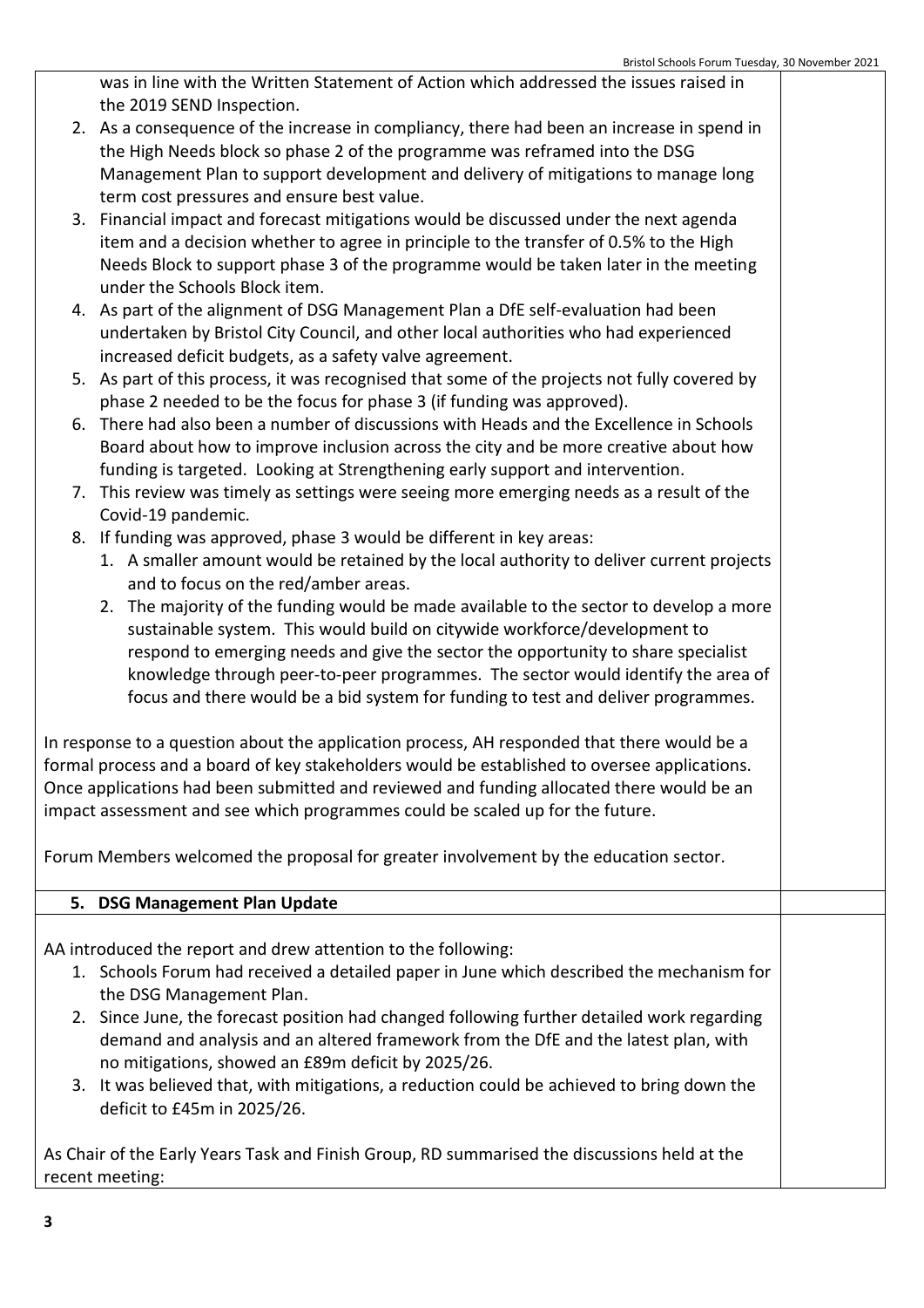was in line with the Written Statement of Action which addressed the issues raised in the 2019 SEND Inspection.

2. As a consequence of the increase in compliancy, there had been an increase in spend in the High Needs block so phase 2 of the programme was reframed into the DSG Management Plan to support development and delivery of mitigations to manage long term cost pressures and ensure best value.
3. Financial impact and forecast mitigations would be discussed under the next agenda item and a decision whether to agree in principle to the transfer of 0.5% to the High Needs Block to support phase 3 of the programme would be taken later in the meeting under the Schools Block item.
4. As part of the alignment of DSG Management Plan a DfE self-evaluation had been undertaken by Bristol City Council, and other local authorities who had experienced increased deficit budgets, as a safety valve agreement.
5. As part of this process, it was recognised that some of the projects not fully covered by phase 2 needed to be the focus for phase 3 (if funding was approved).
6. There had also been a number of discussions with Heads and the Excellence in Schools Board about how to improve inclusion across the city and be more creative about how funding is targeted. Looking at Strengthening early support and intervention.
7. This review was timely as settings were seeing more emerging needs as a result of the Covid-19 pandemic.
8. If funding was approved, phase 3 would be different in key areas:
   1. A smaller amount would be retained by the local authority to deliver current projects and to focus on the red/amber areas.
   2. The majority of the funding would be made available to the sector to develop a more sustainable system. This would build on citywide workforce/development to respond to emerging needs and give the sector the opportunity to share specialist knowledge through peer-to-peer programmes. The sector would identify the area of focus and there would be a bid system for funding to test and deliver programmes.

In response to a question about the application process, AH responded that there would be a formal process and a board of key stakeholders would be established to oversee applications. Once applications had been submitted and reviewed and funding allocated there would be an impact assessment and see which programmes could be scaled up for the future.

Forum Members welcomed the proposal for greater involvement by the education sector.

## 5. DSG Management Plan Update

AA introduced the report and drew attention to the following:

1. Schools Forum had received a detailed paper in June which described the mechanism for the DSG Management Plan.
2. Since June, the forecast position had changed following further detailed work regarding demand and analysis and an altered framework from the DfE and the latest plan, with no mitigations, showed an £89m deficit by 2025/26.
3. It was believed that, with mitigations, a reduction could be achieved to bring down the deficit to £45m in 2025/26.

As Chair of the Early Years Task and Finish Group, RD summarised the discussions held at the recent meeting: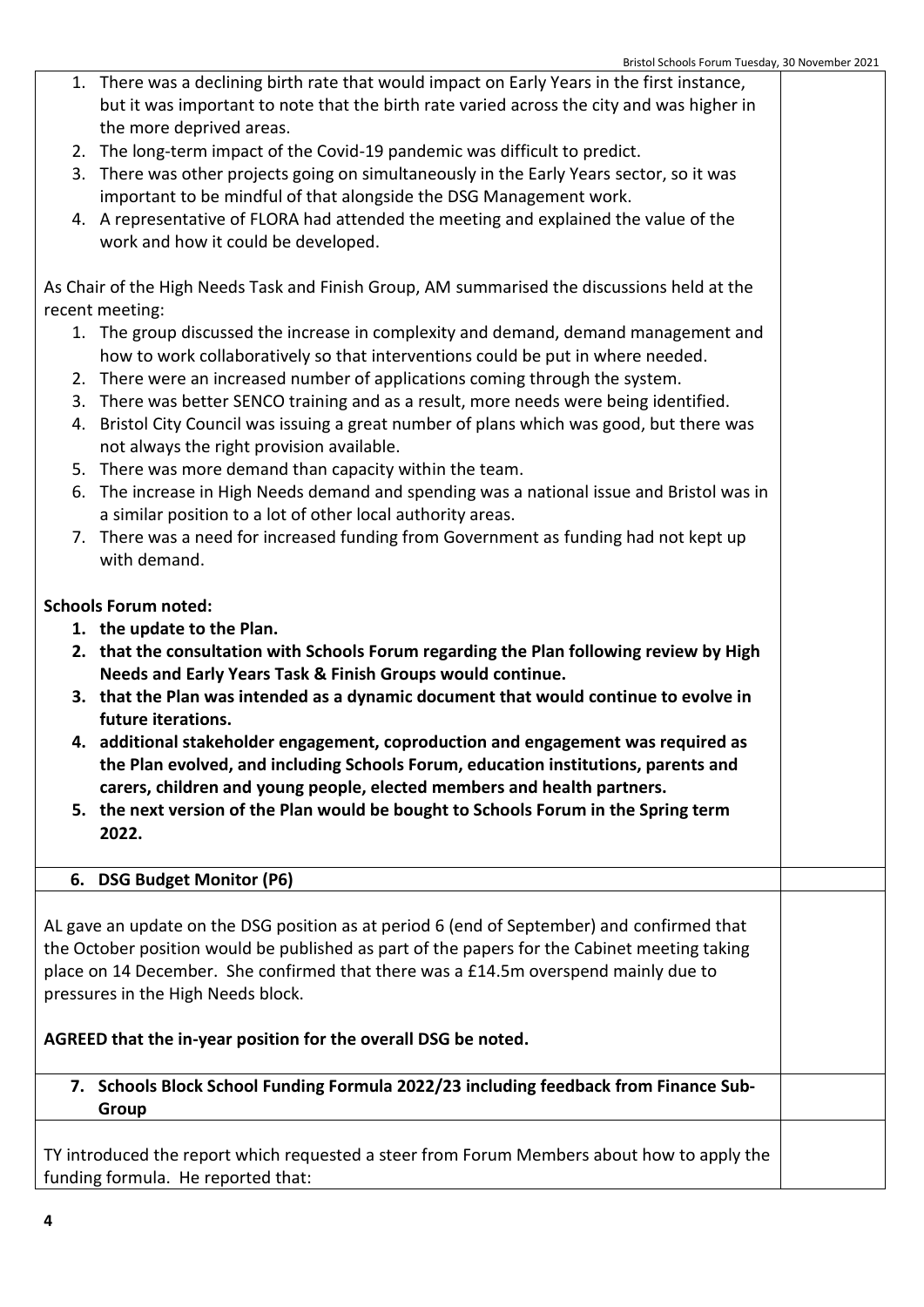1. There was a declining birth rate that would impact on Early Years in the first instance, but it was important to note that the birth rate varied across the city and was higher in the more deprived areas.
2. The long-term impact of the Covid-19 pandemic was difficult to predict.
3. There was other projects going on simultaneously in the Early Years sector, so it was important to be mindful of that alongside the DSG Management work.
4. A representative of FLORA had attended the meeting and explained the value of the work and how it could be developed.

As Chair of the High Needs Task and Finish Group, AM summarised the discussions held at the recent meeting:

1. The group discussed the increase in complexity and demand, demand management and how to work collaboratively so that interventions could be put in where needed.
2. There were an increased number of applications coming through the system.
3. There was better SENCO training and as a result, more needs were being identified.
4. Bristol City Council was issuing a great number of plans which was good, but there was not always the right provision available.
5. There was more demand than capacity within the team.
6. The increase in High Needs demand and spending was a national issue and Bristol was in a similar position to a lot of other local authority areas.
7. There was a need for increased funding from Government as funding had not kept up with demand.

**Schools Forum noted:**

1. **the update to the Plan.**
2. **that the consultation with Schools Forum regarding the Plan following review by High Needs and Early Years Task & Finish Groups would continue.**
3. **that the Plan was intended as a dynamic document that would continue to evolve in future iterations.**
4. **additional stakeholder engagement, coproduction and engagement was required as the Plan evolved, and including Schools Forum, education institutions, parents and carers, children and young people, elected members and health partners.**
5. **the next version of the Plan would be bought to Schools Forum in the Spring term 2022.**

## 6. DSG Budget Monitor (P6)

AL gave an update on the DSG position as at period 6 (end of September) and confirmed that the October position would be published as part of the papers for the Cabinet meeting taking place on 14 December. She confirmed that there was a £14.5m overspend mainly due to pressures in the High Needs block.

**AGREED that the in-year position for the overall DSG be noted.**

## 7. Schools Block School Funding Formula 2022/23 including feedback from Finance Sub-Group

TY introduced the report which requested a steer from Forum Members about how to apply the funding formula. He reported that: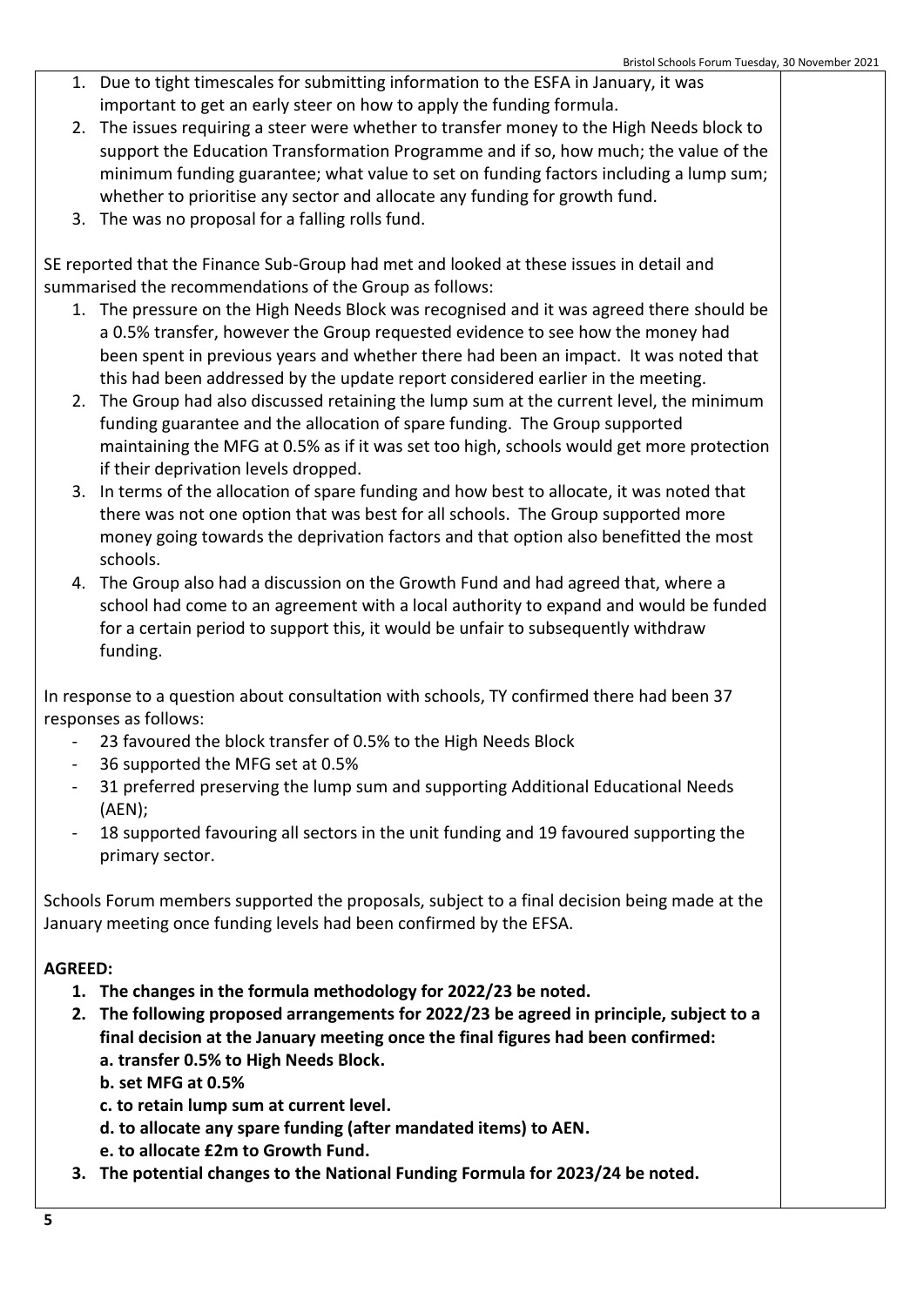1. Due to tight timescales for submitting information to the ESFA in January, it was important to get an early steer on how to apply the funding formula.
2. The issues requiring a steer were whether to transfer money to the High Needs block to support the Education Transformation Programme and if so, how much; the value of the minimum funding guarantee; what value to set on funding factors including a lump sum; whether to prioritise any sector and allocate any funding for growth fund.
3. The was no proposal for a falling rolls fund.

SE reported that the Finance Sub-Group had met and looked at these issues in detail and summarised the recommendations of the Group as follows:

1. The pressure on the High Needs Block was recognised and it was agreed there should be a 0.5% transfer, however the Group requested evidence to see how the money had been spent in previous years and whether there had been an impact. It was noted that this had been addressed by the update report considered earlier in the meeting.
2. The Group had also discussed retaining the lump sum at the current level, the minimum funding guarantee and the allocation of spare funding. The Group supported maintaining the MFG at 0.5% as if it was set too high, schools would get more protection if their deprivation levels dropped.
3. In terms of the allocation of spare funding and how best to allocate, it was noted that there was not one option that was best for all schools. The Group supported more money going towards the deprivation factors and that option also benefitted the most schools.
4. The Group also had a discussion on the Growth Fund and had agreed that, where a school had come to an agreement with a local authority to expand and would be funded for a certain period to support this, it would be unfair to subsequently withdraw funding.

In response to a question about consultation with schools, TY confirmed there had been 37 responses as follows:

- 23 favoured the block transfer of 0.5% to the High Needs Block
- 36 supported the MFG set at 0.5%
- 31 preferred preserving the lump sum and supporting Additional Educational Needs (AEN);
- 18 supported favouring all sectors in the unit funding and 19 favoured supporting the primary sector.

Schools Forum members supported the proposals, subject to a final decision being made at the January meeting once funding levels had been confirmed by the EFSA.

**AGREED:**

1. **The changes in the formula methodology for 2022/23 be noted.**
2. **The following proposed arrangements for 2022/23 be agreed in principle, subject to a final decision at the January meeting once the final figures had been confirmed:**
   **a. transfer 0.5% to High Needs Block.**
   **b. set MFG at 0.5%**
   **c. to retain lump sum at current level.**
   **d. to allocate any spare funding (after mandated items) to AEN.**
   **e. to allocate £2m to Growth Fund.**
3. **The potential changes to the National Funding Formula for 2023/24 be noted.**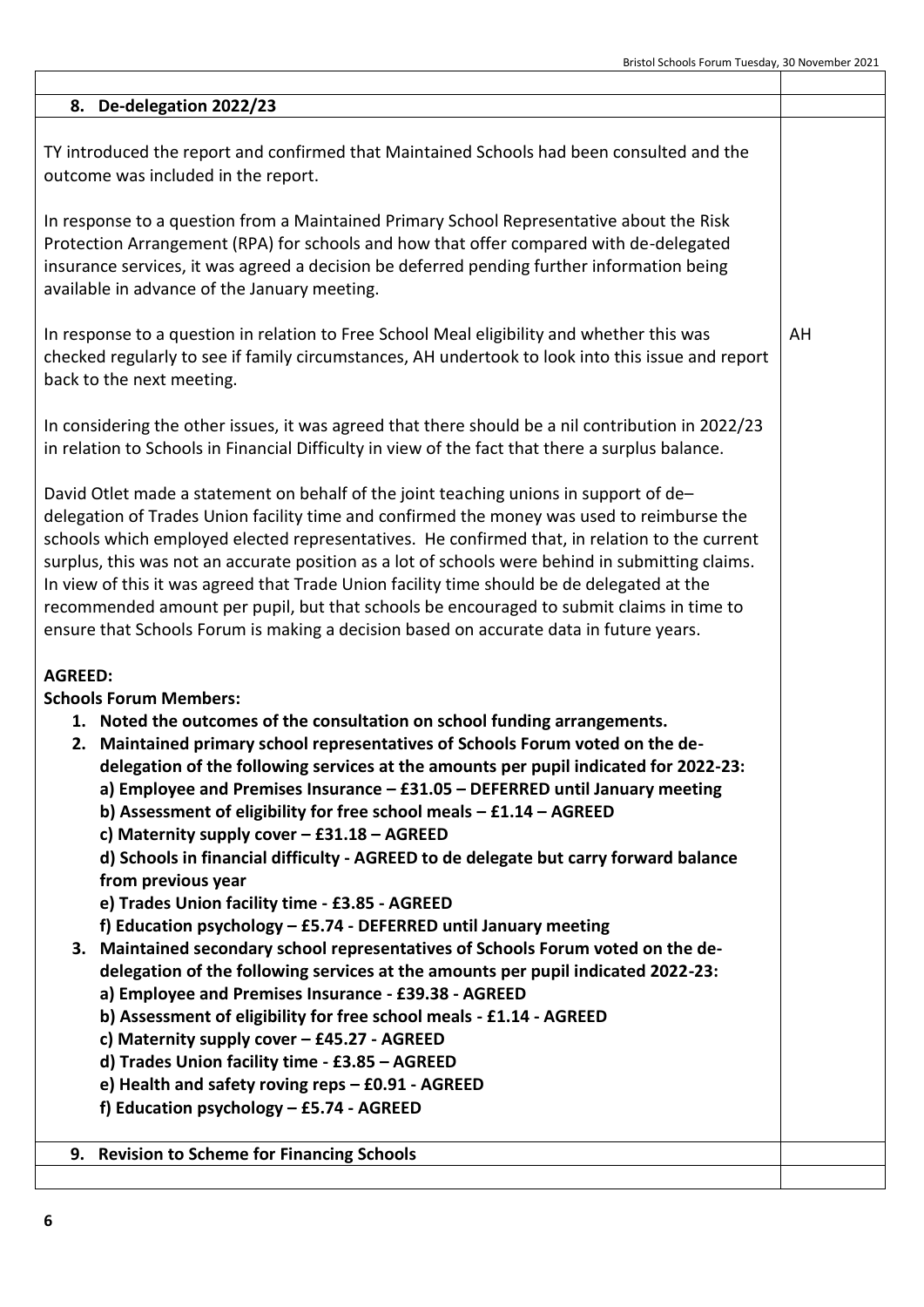## 8. De-delegation 2022/23

TY introduced the report and confirmed that Maintained Schools had been consulted and the outcome was included in the report.

In response to a question from a Maintained Primary School Representative about the Risk Protection Arrangement (RPA) for schools and how that offer compared with de-delegated insurance services, it was agreed a decision be deferred pending further information being available in advance of the January meeting.

In response to a question in relation to Free School Meal eligibility and whether this was checked regularly to see if family circumstances, AH undertook to look into this issue and report back to the next meeting. **AH**

In considering the other issues, it was agreed that there should be a nil contribution in 2022/23 in relation to Schools in Financial Difficulty in view of the fact that there a surplus balance.

David Otlet made a statement on behalf of the joint teaching unions in support of de–delegation of Trades Union facility time and confirmed the money was used to reimburse the schools which employed elected representatives. He confirmed that, in relation to the current surplus, this was not an accurate position as a lot of schools were behind in submitting claims. In view of this it was agreed that Trade Union facility time should be de delegated at the recommended amount per pupil, but that schools be encouraged to submit claims in time to ensure that Schools Forum is making a decision based on accurate data in future years.

**AGREED:**

**Schools Forum Members:**

1. **Noted the outcomes of the consultation on school funding arrangements.**
2. **Maintained primary school representatives of Schools Forum voted on the de-delegation of the following services at the amounts per pupil indicated for 2022-23:**
   **a) Employee and Premises Insurance – £31.05 – DEFERRED until January meeting**
   **b) Assessment of eligibility for free school meals – £1.14 – AGREED**
   **c) Maternity supply cover – £31.18 – AGREED**
   **d) Schools in financial difficulty - AGREED to de delegate but carry forward balance from previous year**
   **e) Trades Union facility time - £3.85 - AGREED**
   **f) Education psychology – £5.74 - DEFERRED until January meeting**
3. **Maintained secondary school representatives of Schools Forum voted on the de-delegation of the following services at the amounts per pupil indicated 2022-23:**
   **a) Employee and Premises Insurance - £39.38 - AGREED**
   **b) Assessment of eligibility for free school meals - £1.14 - AGREED**
   **c) Maternity supply cover – £45.27 - AGREED**
   **d) Trades Union facility time - £3.85 – AGREED**
   **e) Health and safety roving reps – £0.91 - AGREED**
   **f) Education psychology – £5.74 - AGREED**

## 9. Revision to Scheme for Financing Schools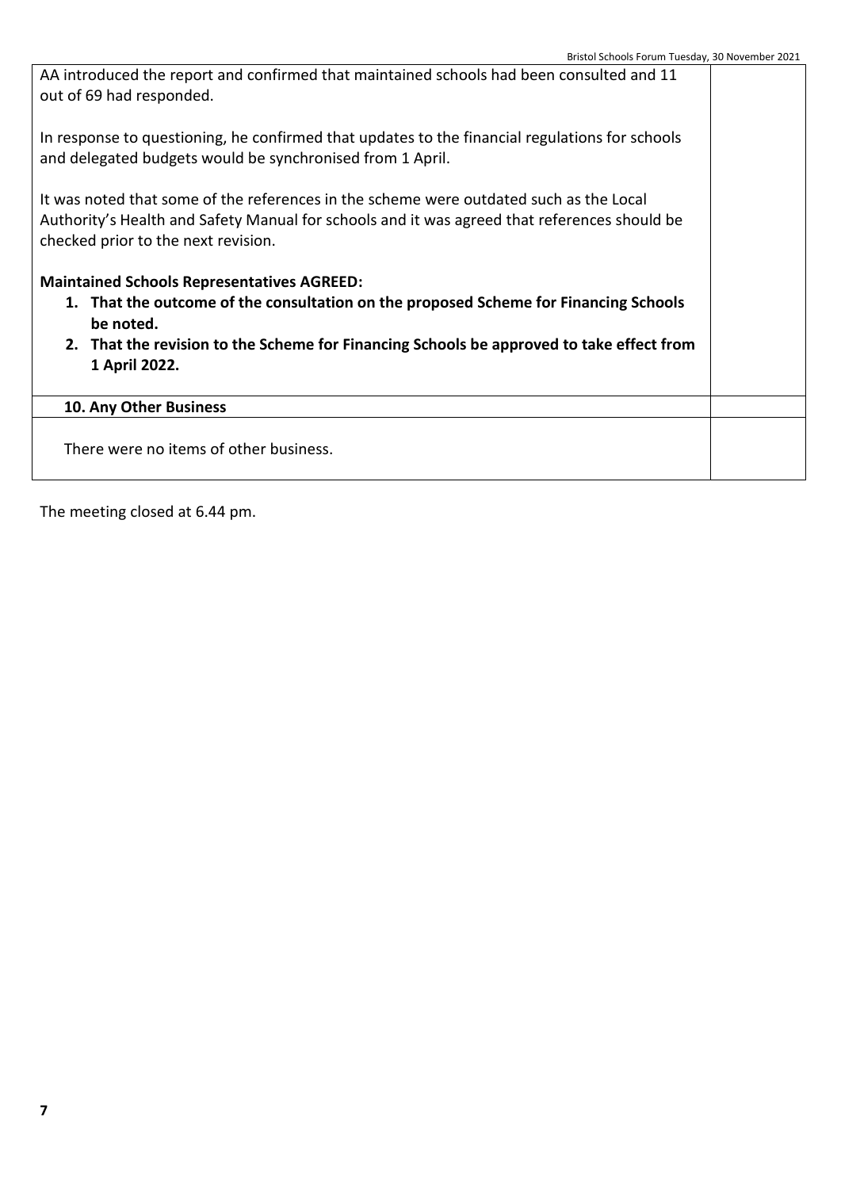AA introduced the report and confirmed that maintained schools had been consulted and 11 out of 69 had responded.

In response to questioning, he confirmed that updates to the financial regulations for schools and delegated budgets would be synchronised from 1 April.

It was noted that some of the references in the scheme were outdated such as the Local Authority's Health and Safety Manual for schools and it was agreed that references should be checked prior to the next revision.

**Maintained Schools Representatives AGREED:**

1. **That the outcome of the consultation on the proposed Scheme for Financing Schools be noted.**
2. **That the revision to the Scheme for Financing Schools be approved to take effect from 1 April 2022.**

**10. Any Other Business**

There were no items of other business.

The meeting closed at 6.44 pm.